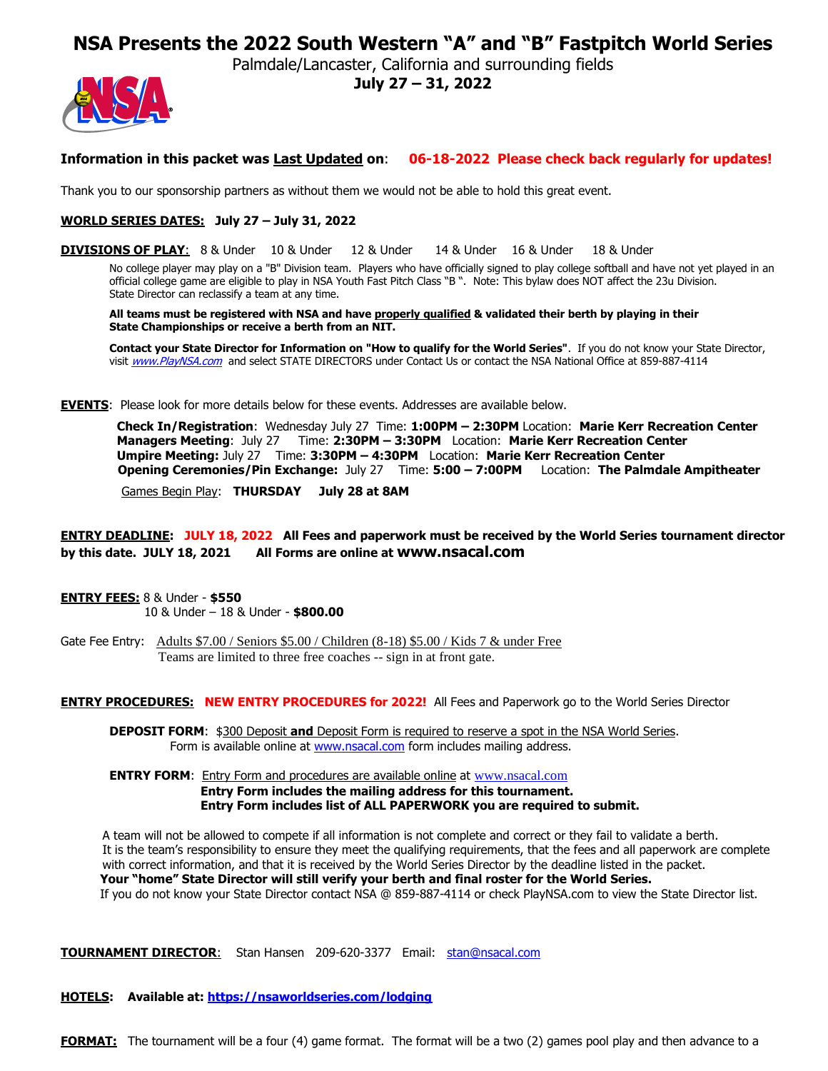# NSA Presents the 2022 South Western "A" and "B" Fastpitch World Series

Palmdale/Lancaster, California and surrounding fields

**July 27 – 31, 2022**

**Information in this packet was Last Updated on**: **06-18-2022 Please check back regularly for updates!**

Thank you to our sponsorship partners as without them we would not be able to hold this great event.

**WORLD SERIES DATES: July 27 – July 31, 2022**

**DIVISIONS OF PLAY**: 8 & Under 10 & Under 12 & Under 14 & Under 16 & Under 18 & Under

No college player may play on a "B" Division team. Players who have officially signed to play college softball and have not yet played in an official college game are eligible to play in NSA Youth Fast Pitch Class "B ". Note: This bylaw does NOT affect the 23u Division. State Director can reclassify a team at any time.

**All teams must be registered with NSA and have properly qualified & validated their berth by playing in their State Championships or receive a berth from an NIT.**

**Contact your State Director for Information on "How to qualify for the World Series"**. If you do not know your State Director, visit *www.PlayNSA.com* and select STATE DIRECTORS under Contact Us or contact the NSA National Office at 859-887-4114

**EVENTS**: Please look for more details below for these events. Addresses are available below.

**Check In/Registration**: Wednesday July 27 Time: **1:00PM – 2:30PM** Location: **Marie Kerr Recreation Center**
**Managers Meeting**: July 27 Time: **2:30PM – 3:30PM** Location: **Marie Kerr Recreation Center**
**Umpire Meeting:** July 27 Time: **3:30PM – 4:30PM** Location: **Marie Kerr Recreation Center**
**Opening Ceremonies/Pin Exchange:** July 27 Time: **5:00 – 7:00PM** Location: **The Palmdale Ampitheater**

Games Begin Play: **THURSDAY July 28 at 8AM**

**ENTRY DEADLINE: JULY 18, 2022 All Fees and paperwork must be received by the World Series tournament director by this date. JULY 18, 2021 All Forms are online at www.nsacal.com**

**ENTRY FEES:** 8 & Under - **$550**
10 & Under – 18 & Under - **$800.00**

Gate Fee Entry: Adults $7.00 / Seniors $5.00 / Children (8-18) $5.00 / Kids 7 & under Free
Teams are limited to three free coaches -- sign in at front gate.

**ENTRY PROCEDURES: NEW ENTRY PROCEDURES for 2022!** All Fees and Paperwork go to the World Series Director

**DEPOSIT FORM**: $300 Deposit **and** Deposit Form is required to reserve a spot in the NSA World Series. Form is available online at www.nsacal.com form includes mailing address.

**ENTRY FORM**: Entry Form and procedures are available online at www.nsacal.com
**Entry Form includes the mailing address for this tournament.**
**Entry Form includes list of ALL PAPERWORK you are required to submit.**

A team will not be allowed to compete if all information is not complete and correct or they fail to validate a berth. It is the team's responsibility to ensure they meet the qualifying requirements, that the fees and all paperwork are complete with correct information, and that it is received by the World Series Director by the deadline listed in the packet.
**Your "home" State Director will still verify your berth and final roster for the World Series.**
If you do not know your State Director contact NSA @ 859-887-4114 or check PlayNSA.com to view the State Director list.

**TOURNAMENT DIRECTOR**: Stan Hansen 209-620-3377 Email: stan@nsacal.com

**HOTELS: Available at: https://nsaworldseries.com/lodging**

**FORMAT:** The tournament will be a four (4) game format. The format will be a two (2) games pool play and then advance to a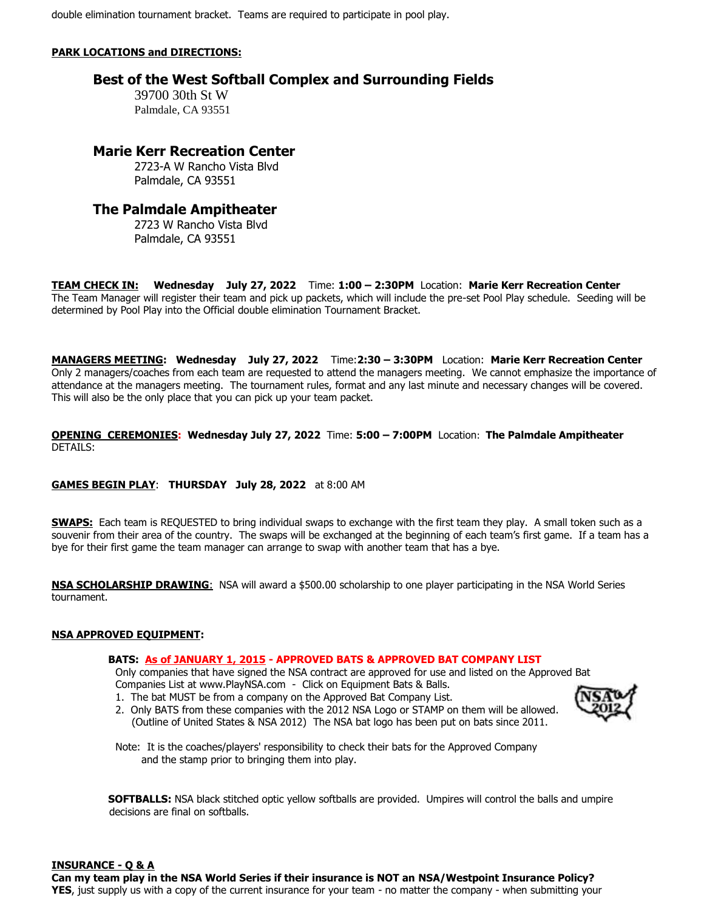double elimination tournament bracket. Teams are required to participate in pool play.

**PARK LOCATIONS and DIRECTIONS:**

### Best of the West Softball Complex and Surrounding Fields

39700 30th St W
Palmdale, CA 93551

### Marie Kerr Recreation Center

2723-A W Rancho Vista Blvd
Palmdale, CA 93551

### The Palmdale Ampitheater

2723 W Rancho Vista Blvd
Palmdale, CA 93551

**TEAM CHECK IN: Wednesday July 27, 2022** Time: **1:00 – 2:30PM** Location: **Marie Kerr Recreation Center**
The Team Manager will register their team and pick up packets, which will include the pre-set Pool Play schedule. Seeding will be determined by Pool Play into the Official double elimination Tournament Bracket.

**MANAGERS MEETING: Wednesday July 27, 2022** Time: **2:30 – 3:30PM** Location: **Marie Kerr Recreation Center**
Only 2 managers/coaches from each team are requested to attend the managers meeting. We cannot emphasize the importance of attendance at the managers meeting. The tournament rules, format and any last minute and necessary changes will be covered. This will also be the only place that you can pick up your team packet.

**OPENING CEREMONIES: Wednesday July 27, 2022** Time: **5:00 – 7:00PM** Location: **The Palmdale Ampitheater**
DETAILS:

**GAMES BEGIN PLAY**: **THURSDAY July 28, 2022** at 8:00 AM

**SWAPS:** Each team is REQUESTED to bring individual swaps to exchange with the first team they play. A small token such as a souvenir from their area of the country. The swaps will be exchanged at the beginning of each team's first game. If a team has a bye for their first game the team manager can arrange to swap with another team that has a bye.

**NSA SCHOLARSHIP DRAWING**: NSA will award a $500.00 scholarship to one player participating in the NSA World Series tournament.

**NSA APPROVED EQUIPMENT:**

**BATS: As of JANUARY 1, 2015 - APPROVED BATS & APPROVED BAT COMPANY LIST**
Only companies that have signed the NSA contract are approved for use and listed on the Approved Bat Companies List at www.PlayNSA.com - Click on Equipment Bats & Balls.

1. The bat MUST be from a company on the Approved Bat Company List.
2. Only BATS from these companies with the 2012 NSA Logo or STAMP on them will be allowed. (Outline of United States & NSA 2012) The NSA bat logo has been put on bats since 2011.

Note: It is the coaches/players' responsibility to check their bats for the Approved Company and the stamp prior to bringing them into play.

**SOFTBALLS:** NSA black stitched optic yellow softballs are provided. Umpires will control the balls and umpire decisions are final on softballs.

**INSURANCE - Q & A**
**Can my team play in the NSA World Series if their insurance is NOT an NSA/Westpoint Insurance Policy?**
**YES**, just supply us with a copy of the current insurance for your team - no matter the company - when submitting your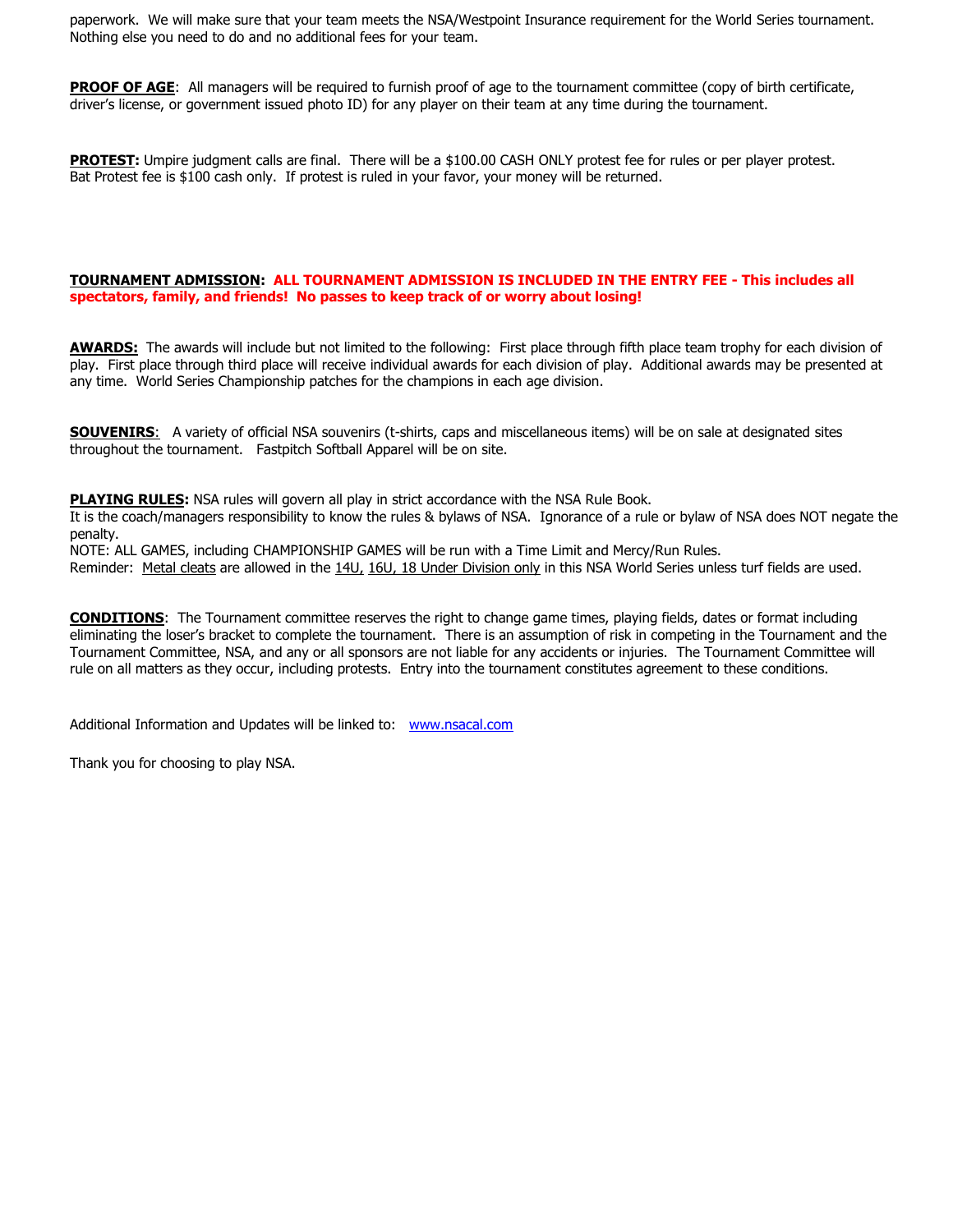paperwork. We will make sure that your team meets the NSA/Westpoint Insurance requirement for the World Series tournament. Nothing else you need to do and no additional fees for your team.

**PROOF OF AGE**: All managers will be required to furnish proof of age to the tournament committee (copy of birth certificate, driver's license, or government issued photo ID) for any player on their team at any time during the tournament.

**PROTEST:** Umpire judgment calls are final. There will be a $100.00 CASH ONLY protest fee for rules or per player protest. Bat Protest fee is $100 cash only. If protest is ruled in your favor, your money will be returned.

**TOURNAMENT ADMISSION: ALL TOURNAMENT ADMISSION IS INCLUDED IN THE ENTRY FEE - This includes all spectators, family, and friends! No passes to keep track of or worry about losing!**

**AWARDS:** The awards will include but not limited to the following: First place through fifth place team trophy for each division of play. First place through third place will receive individual awards for each division of play. Additional awards may be presented at any time. World Series Championship patches for the champions in each age division.

**SOUVENIRS**: A variety of official NSA souvenirs (t-shirts, caps and miscellaneous items) will be on sale at designated sites throughout the tournament. Fastpitch Softball Apparel will be on site.

**PLAYING RULES:** NSA rules will govern all play in strict accordance with the NSA Rule Book.
It is the coach/managers responsibility to know the rules & bylaws of NSA. Ignorance of a rule or bylaw of NSA does NOT negate the penalty.
NOTE: ALL GAMES, including CHAMPIONSHIP GAMES will be run with a Time Limit and Mercy/Run Rules.
Reminder: Metal cleats are allowed in the 14U, 16U, 18 Under Division only in this NSA World Series unless turf fields are used.

**CONDITIONS**: The Tournament committee reserves the right to change game times, playing fields, dates or format including eliminating the loser's bracket to complete the tournament. There is an assumption of risk in competing in the Tournament and the Tournament Committee, NSA, and any or all sponsors are not liable for any accidents or injuries. The Tournament Committee will rule on all matters as they occur, including protests. Entry into the tournament constitutes agreement to these conditions.

Additional Information and Updates will be linked to: [www.nsacal.com](http://www.nsacal.com)

Thank you for choosing to play NSA.